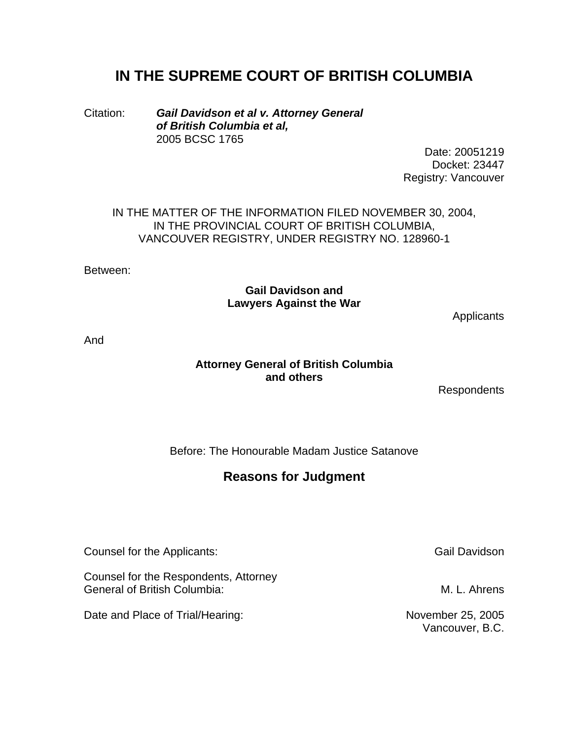# IN THE SUPREME COURT OF BRITISH COLUMBIA

Citation: ***Gail Davidson et al v. Attorney General of British Columbia et al,*** 2005 BCSC 1765

Date: 20051219
Docket: 23447
Registry: Vancouver

IN THE MATTER OF THE INFORMATION FILED NOVEMBER 30, 2004, IN THE PROVINCIAL COURT OF BRITISH COLUMBIA, VANCOUVER REGISTRY, UNDER REGISTRY NO. 128960-1

Between:

**Gail Davidson and Lawyers Against the War**

Applicants

And

**Attorney General of British Columbia and others**

Respondents

Before: The Honourable Madam Justice Satanove

## Reasons for Judgment

| | |
|---|---|
| Counsel for the Applicants: | Gail Davidson |
| Counsel for the Respondents, Attorney General of British Columbia: | M. L. Ahrens |
| Date and Place of Trial/Hearing: | November 25, 2005<br>Vancouver, B.C. |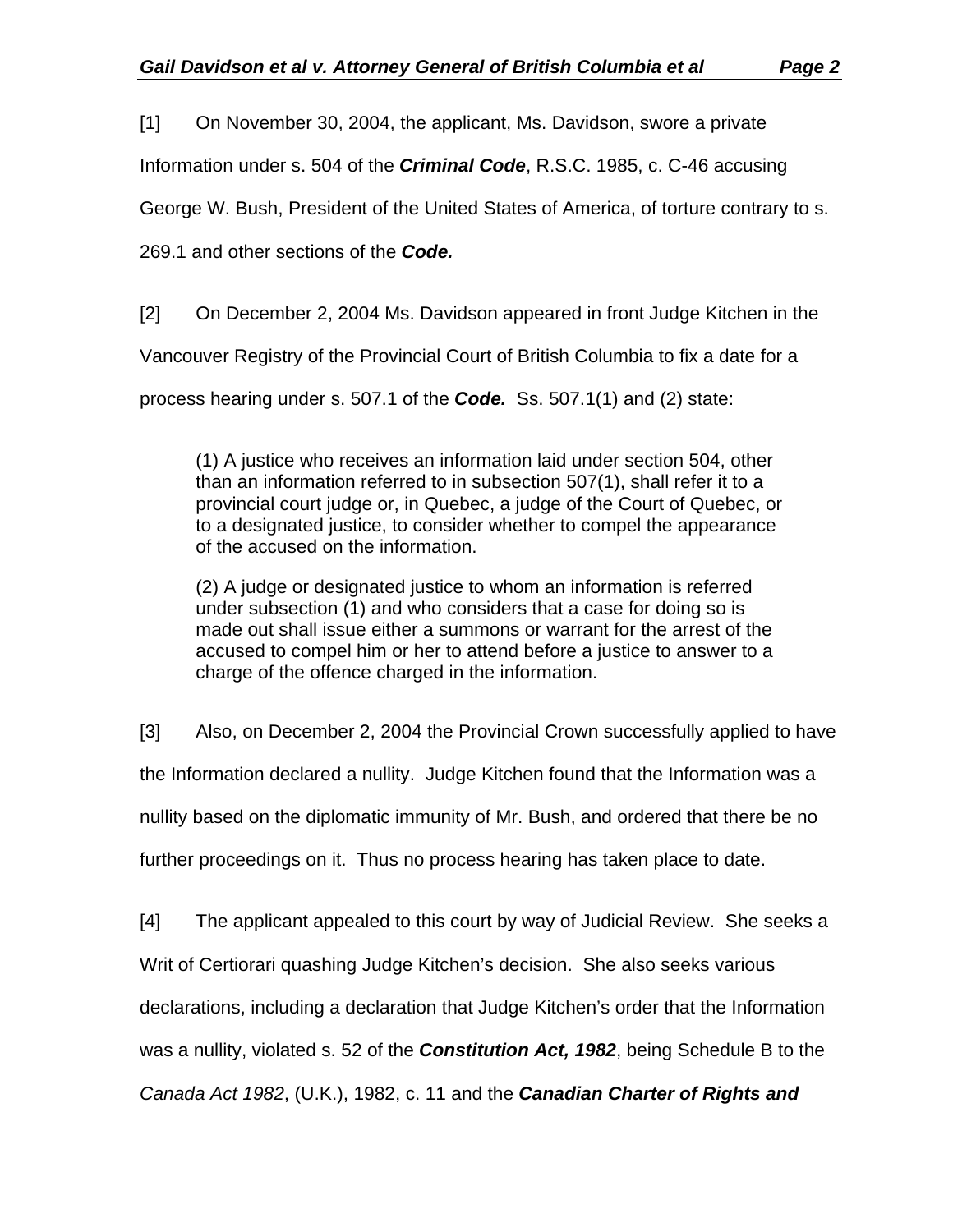[1] On November 30, 2004, the applicant, Ms. Davidson, swore a private Information under s. 504 of the ***Criminal Code***, R.S.C. 1985, c. C-46 accusing George W. Bush, President of the United States of America, of torture contrary to s. 269.1 and other sections of the ***Code.***

[2] On December 2, 2004 Ms. Davidson appeared in front Judge Kitchen in the Vancouver Registry of the Provincial Court of British Columbia to fix a date for a process hearing under s. 507.1 of the ***Code.*** Ss. 507.1(1) and (2) state:

> (1) A justice who receives an information laid under section 504, other than an information referred to in subsection 507(1), shall refer it to a provincial court judge or, in Quebec, a judge of the Court of Quebec, or to a designated justice, to consider whether to compel the appearance of the accused on the information.
>
> (2) A judge or designated justice to whom an information is referred under subsection (1) and who considers that a case for doing so is made out shall issue either a summons or warrant for the arrest of the accused to compel him or her to attend before a justice to answer to a charge of the offence charged in the information.

[3] Also, on December 2, 2004 the Provincial Crown successfully applied to have the Information declared a nullity. Judge Kitchen found that the Information was a nullity based on the diplomatic immunity of Mr. Bush, and ordered that there be no further proceedings on it. Thus no process hearing has taken place to date.

[4] The applicant appealed to this court by way of Judicial Review. She seeks a Writ of Certiorari quashing Judge Kitchen's decision. She also seeks various declarations, including a declaration that Judge Kitchen's order that the Information was a nullity, violated s. 52 of the ***Constitution Act, 1982***, being Schedule B to the *Canada Act 1982*, (U.K.), 1982, c. 11 and the ***Canadian Charter of Rights and***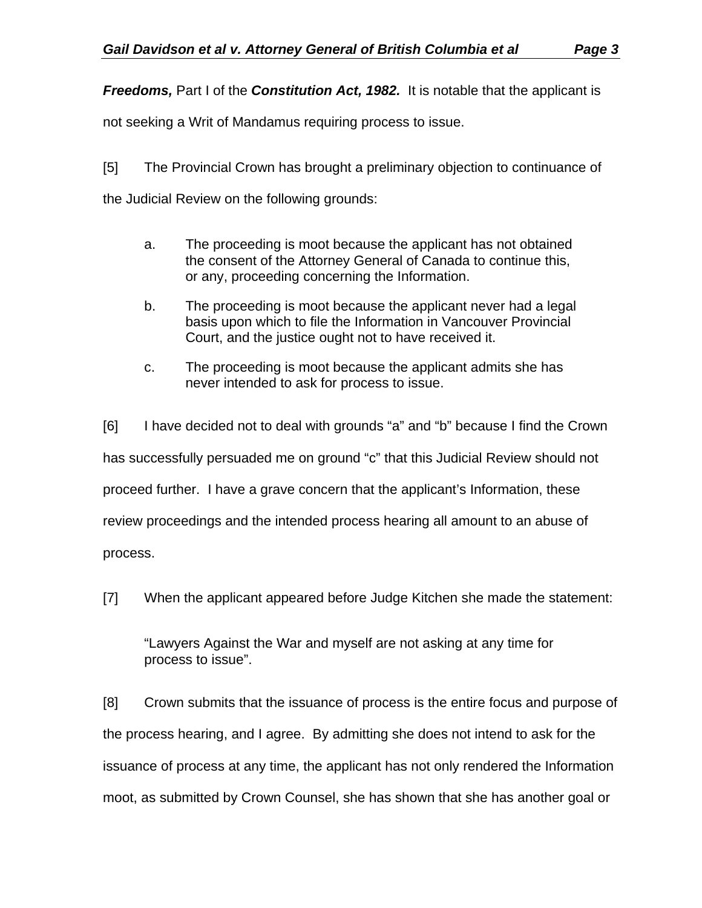***Freedoms,*** Part I of the ***Constitution Act, 1982.*** It is notable that the applicant is not seeking a Writ of Mandamus requiring process to issue.

[5] The Provincial Crown has brought a preliminary objection to continuance of the Judicial Review on the following grounds:

> a. The proceeding is moot because the applicant has not obtained the consent of the Attorney General of Canada to continue this, or any, proceeding concerning the Information.
>
> b. The proceeding is moot because the applicant never had a legal basis upon which to file the Information in Vancouver Provincial Court, and the justice ought not to have received it.
>
> c. The proceeding is moot because the applicant admits she has never intended to ask for process to issue.

[6] I have decided not to deal with grounds "a" and "b" because I find the Crown has successfully persuaded me on ground "c" that this Judicial Review should not proceed further. I have a grave concern that the applicant's Information, these review proceedings and the intended process hearing all amount to an abuse of process.

[7] When the applicant appeared before Judge Kitchen she made the statement:

> "Lawyers Against the War and myself are not asking at any time for process to issue".

[8] Crown submits that the issuance of process is the entire focus and purpose of the process hearing, and I agree. By admitting she does not intend to ask for the issuance of process at any time, the applicant has not only rendered the Information moot, as submitted by Crown Counsel, she has shown that she has another goal or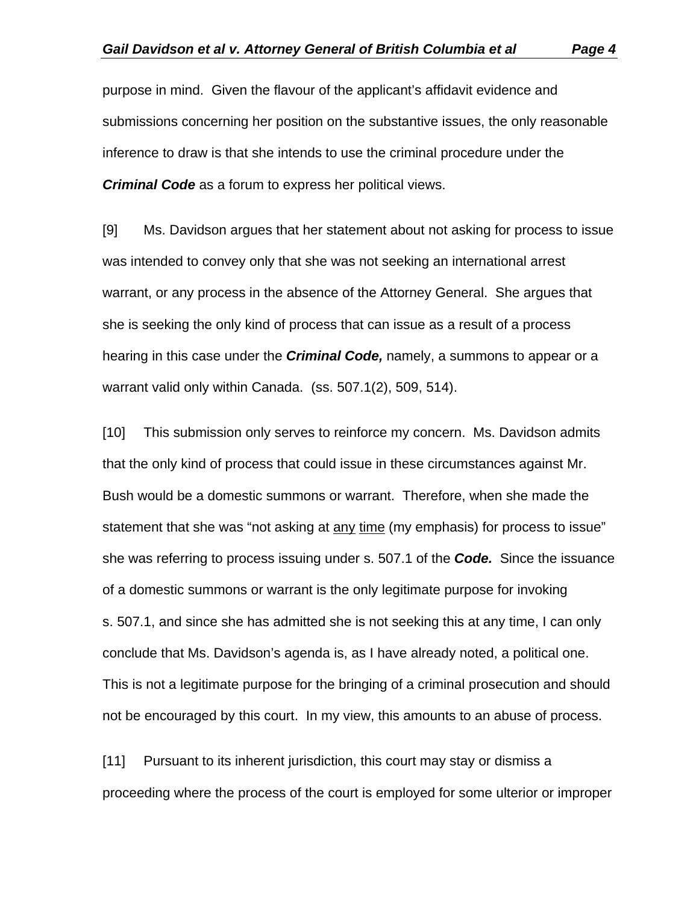purpose in mind. Given the flavour of the applicant's affidavit evidence and submissions concerning her position on the substantive issues, the only reasonable inference to draw is that she intends to use the criminal procedure under the ***Criminal Code*** as a forum to express her political views.

[9] Ms. Davidson argues that her statement about not asking for process to issue was intended to convey only that she was not seeking an international arrest warrant, or any process in the absence of the Attorney General. She argues that she is seeking the only kind of process that can issue as a result of a process hearing in this case under the ***Criminal Code,*** namely, a summons to appear or a warrant valid only within Canada. (ss. 507.1(2), 509, 514).

[10] This submission only serves to reinforce my concern. Ms. Davidson admits that the only kind of process that could issue in these circumstances against Mr. Bush would be a domestic summons or warrant. Therefore, when she made the statement that she was "not asking at <u>any</u> <u>time</u> (my emphasis) for process to issue" she was referring to process issuing under s. 507.1 of the ***Code.*** Since the issuance of a domestic summons or warrant is the only legitimate purpose for invoking s. 507.1, and since she has admitted she is not seeking this at any time, I can only conclude that Ms. Davidson's agenda is, as I have already noted, a political one. This is not a legitimate purpose for the bringing of a criminal prosecution and should not be encouraged by this court. In my view, this amounts to an abuse of process.

[11] Pursuant to its inherent jurisdiction, this court may stay or dismiss a proceeding where the process of the court is employed for some ulterior or improper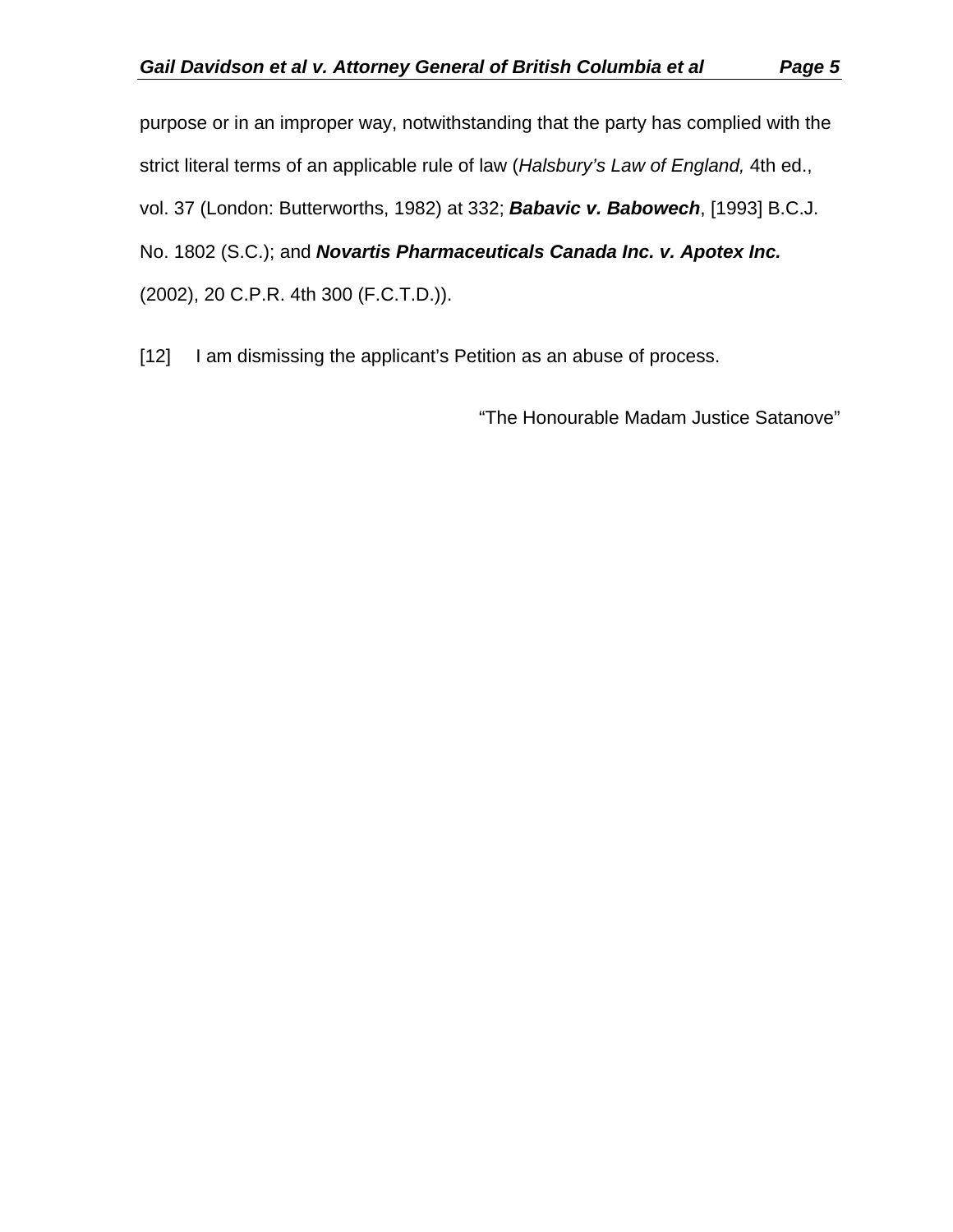purpose or in an improper way, notwithstanding that the party has complied with the strict literal terms of an applicable rule of law (*Halsbury's Law of England,* 4th ed., vol. 37 (London: Butterworths, 1982) at 332; ***Babavic v. Babowech***, [1993] B.C.J. No. 1802 (S.C.); and ***Novartis Pharmaceuticals Canada Inc. v. Apotex Inc.*** (2002), 20 C.P.R. 4th 300 (F.C.T.D.)).

[12] I am dismissing the applicant's Petition as an abuse of process.

"The Honourable Madam Justice Satanove"